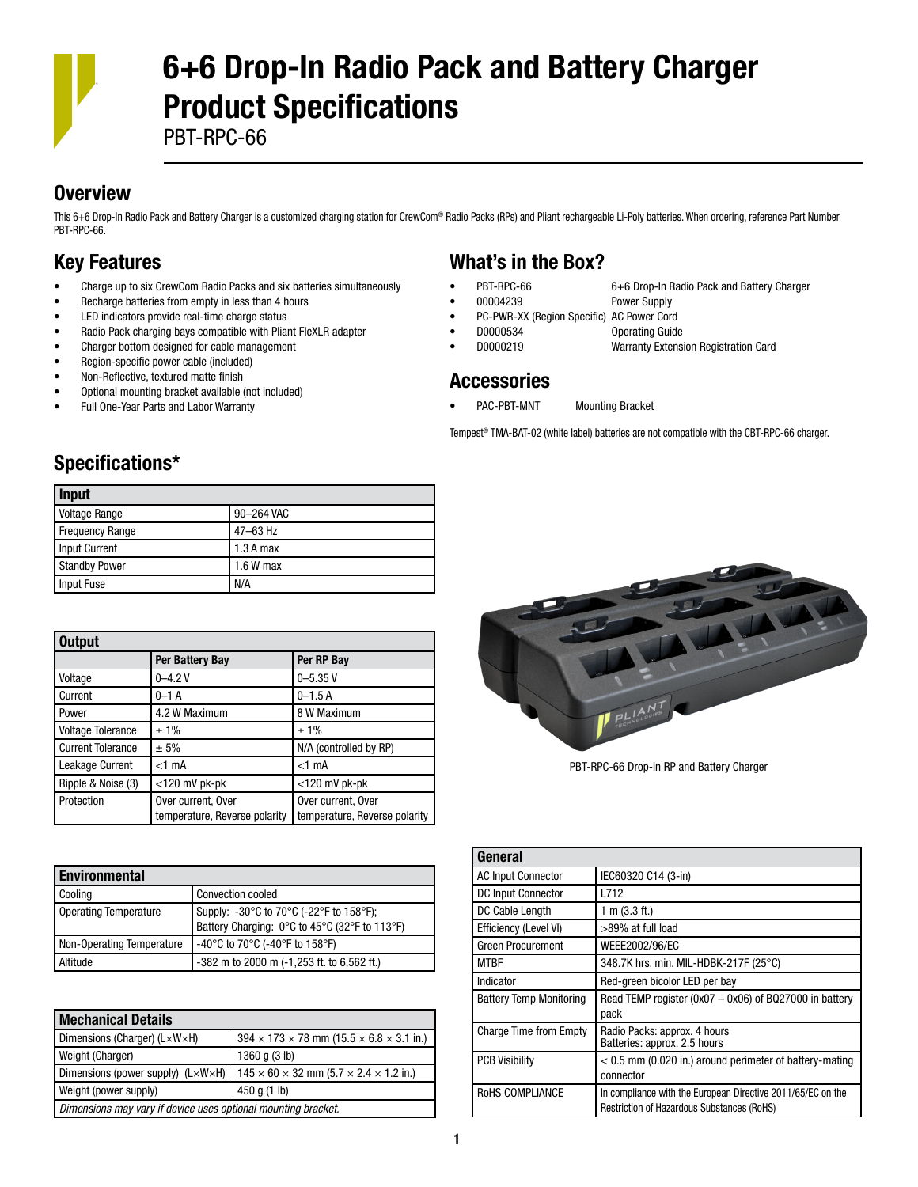# 6+6 Drop-In Radio Pack and Battery Charger Product Specifications

PBT-RPC-66

## Overview

This 6+6 Drop-In Radio Pack and Battery Charger is a customized charging station for CrewCom® Radio Packs (RPs) and Pliant rechargeable Li-Poly batteries. When ordering, reference Part Number PBT-RPC-66.

## Key Features

- Charge up to six CrewCom Radio Packs and six batteries simultaneously
- Recharge batteries from empty in less than 4 hours
- LED indicators provide real-time charge status
- Radio Pack charging bays compatible with Pliant FleXLR adapter
- Charger bottom designed for cable management
- Region-specific power cable (included)
- Non-Reflective, textured matte finish
- Optional mounting bracket available (not included)
- Full One-Year Parts and Labor Warranty

## What's in the Box?

- PBT-RPC-66 — 6+6 Drop-In Radio Pack and Battery Charger
- 00004239 — Power Supply
- PC-PWR-XX (Region Specific) — AC Power Cord
- D0000534 — Operating Guide
- D0000219 — Warranty Extension Registration Card

## Accessories

- PAC-PBT-MNT — Mounting Bracket

Tempest® TMA-BAT-02 (white label) batteries are not compatible with the CBT-RPC-66 charger.

## Specifications*

| Input | |
|---|---|
| Voltage Range | 90–264 VAC |
| Frequency Range | 47–63 Hz |
| Input Current | 1.3 A max |
| Standby Power | 1.6 W max |
| Input Fuse | N/A |

| Output | Per Battery Bay | Per RP Bay |
|---|---|---|
| Voltage | 0–4.2 V | 0–5.35 V |
| Current | 0–1 A | 0–1.5 A |
| Power | 4.2 W Maximum | 8 W Maximum |
| Voltage Tolerance | ± 1% | ± 1% |
| Current Tolerance | ± 5% | N/A (controlled by RP) |
| Leakage Current | <1 mA | <1 mA |
| Ripple & Noise (3) | <120 mV pk-pk | <120 mV pk-pk |
| Protection | Over current, Over temperature, Reverse polarity | Over current, Over temperature, Reverse polarity |

PBT-RPC-66 Drop-In RP and Battery Charger

| Environmental | |
|---|---|
| Cooling | Convection cooled |
| Operating Temperature | Supply: -30°C to 70°C (-22°F to 158°F); Battery Charging: 0°C to 45°C (32°F to 113°F) |
| Non-Operating Temperature | -40°C to 70°C (-40°F to 158°F) |
| Altitude | -382 m to 2000 m (-1,253 ft. to 6,562 ft.) |

| Mechanical Details | |
|---|---|
| Dimensions (Charger) (L×W×H) | 394 × 173 × 78 mm (15.5 × 6.8 × 3.1 in.) |
| Weight (Charger) | 1360 g (3 lb) |
| Dimensions (power supply) (L×W×H) | 145 × 60 × 32 mm (5.7 × 2.4 × 1.2 in.) |
| Weight (power supply) | 450 g (1 lb) |
| *Dimensions may vary if device uses optional mounting bracket.* | |

| General | |
|---|---|
| AC Input Connector | IEC60320 C14 (3-in) |
| DC Input Connector | L712 |
| DC Cable Length | 1 m (3.3 ft.) |
| Efficiency (Level VI) | >89% at full load |
| Green Procurement | WEEE2002/96/EC |
| MTBF | 348.7K hrs. min. MIL-HDBK-217F (25°C) |
| Indicator | Red-green bicolor LED per bay |
| Battery Temp Monitoring | Read TEMP register (0x07 – 0x06) of BQ27000 in battery pack |
| Charge Time from Empty | Radio Packs: approx. 4 hours; Batteries: approx. 2.5 hours |
| PCB Visibility | < 0.5 mm (0.020 in.) around perimeter of battery-mating connector |
| RoHS COMPLIANCE | In compliance with the European Directive 2011/65/EC on the Restriction of Hazardous Substances (RoHS) |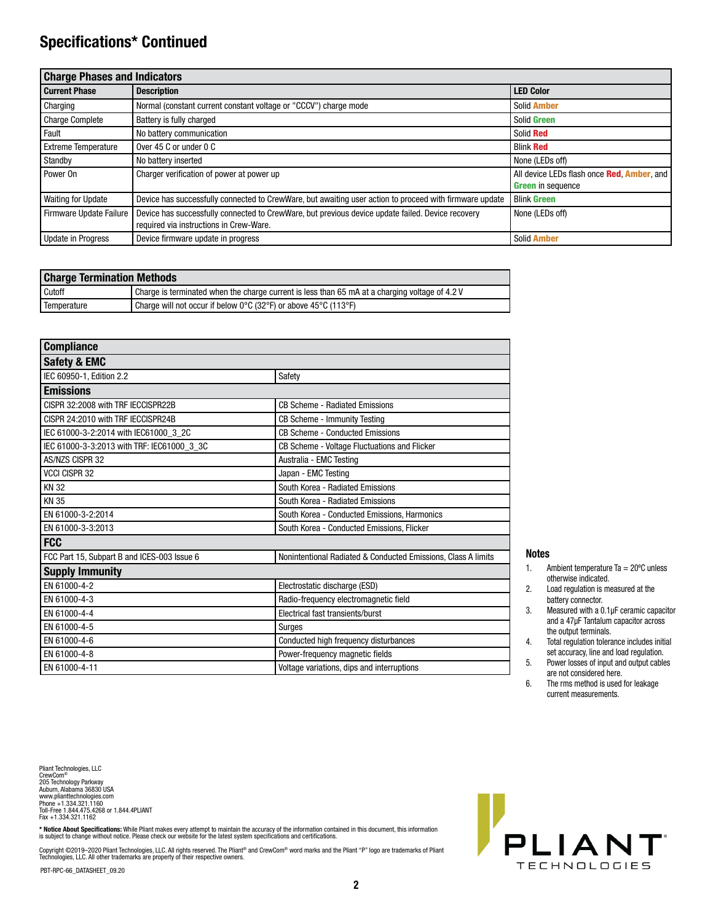# Specifications* Continued

| Charge Phases and Indicators | | |
|---|---|---|
| **Current Phase** | **Description** | **LED Color** |
| Charging | Normal (constant current constant voltage or "CCCV") charge mode | Solid **Amber** |
| Charge Complete | Battery is fully charged | Solid **Green** |
| Fault | No battery communication | Solid **Red** |
| Extreme Temperature | Over 45 C or under 0 C | Blink **Red** |
| Standby | No battery inserted | None (LEDs off) |
| Power On | Charger verification of power at power up | All device LEDs flash once **Red**, **Amber**, and **Green** in sequence |
| Waiting for Update | Device has successfully connected to CrewWare, but awaiting user action to proceed with firmware update | Blink **Green** |
| Firmware Update Failure | Device has successfully connected to CrewWare, but previous device update failed. Device recovery required via instructions in Crew-Ware. | None (LEDs off) |
| Update in Progress | Device firmware update in progress | Solid **Amber** |

| Charge Termination Methods | |
|---|---|
| Cutoff | Charge is terminated when the charge current is less than 65 mA at a charging voltage of 4.2 V |
| Temperature | Charge will not occur if below 0°C (32°F) or above 45°C (113°F) |

| Compliance | |
|---|---|
| **Safety & EMC** | |
| IEC 60950-1, Edition 2.2 | Safety |
| **Emissions** | |
| CISPR 32:2008 with TRF IECCISPR22B | CB Scheme - Radiated Emissions |
| CISPR 24:2010 with TRF IECCISPR24B | CB Scheme - Immunity Testing |
| IEC 61000-3-2:2014 with IEC61000_3_2C | CB Scheme - Conducted Emissions |
| IEC 61000-3-3:2013 with TRF: IEC61000_3_3C | CB Scheme - Voltage Fluctuations and Flicker |
| AS/NZS CISPR 32 | Australia - EMC Testing |
| VCCI CISPR 32 | Japan - EMC Testing |
| KN 32 | South Korea - Radiated Emissions |
| KN 35 | South Korea - Radiated Emissions |
| EN 61000-3-2:2014 | South Korea - Conducted Emissions, Harmonics |
| EN 61000-3-3:2013 | South Korea - Conducted Emissions, Flicker |
| **FCC** | |
| FCC Part 15, Subpart B and ICES-003 Issue 6 | Nonintentional Radiated & Conducted Emissions, Class A limits |
| **Supply Immunity** | |
| EN 61000-4-2 | Electrostatic discharge (ESD) |
| EN 61000-4-3 | Radio-frequency electromagnetic field |
| EN 61000-4-4 | Electrical fast transients/burst |
| EN 61000-4-5 | Surges |
| EN 61000-4-6 | Conducted high frequency disturbances |
| EN 61000-4-8 | Power-frequency magnetic fields |
| EN 61000-4-11 | Voltage variations, dips and interruptions |

## Notes

1. Ambient temperature Ta = 20ºC unless otherwise indicated.
2. Load regulation is measured at the battery connector.
3. Measured with a 0.1µF ceramic capacitor and a 47µF Tantalum capacitor across the output terminals.
4. Total regulation tolerance includes initial set accuracy, line and load regulation.
5. Power losses of input and output cables are not considered here.
6. The rms method is used for leakage current measurements.

Pliant Technologies, LLC
CrewCom®
205 Technology Parkway
Auburn, Alabama 36830 USA
www.plianttechnologies.com
Phone +1.334.321.1160
Toll-Free 1.844.475.4268 or 1.844.4PLIANT
Fax +1.334.321.1162

**\* Notice About Specifications:** While Pliant makes every attempt to maintain the accuracy of the information contained in this document, this information is subject to change without notice. Please check our website for the latest system specifications and certifications.

Copyright ©2019–2020 Pliant Technologies, LLC. All rights reserved. The Pliant® and CrewCom® word marks and the Pliant "P" logo are trademarks of Pliant Technologies, LLC. All other trademarks are property of their respective owners.

PBT-RPC-66_DATASHEET_09.20

PLIANT® TECHNOLOGIES